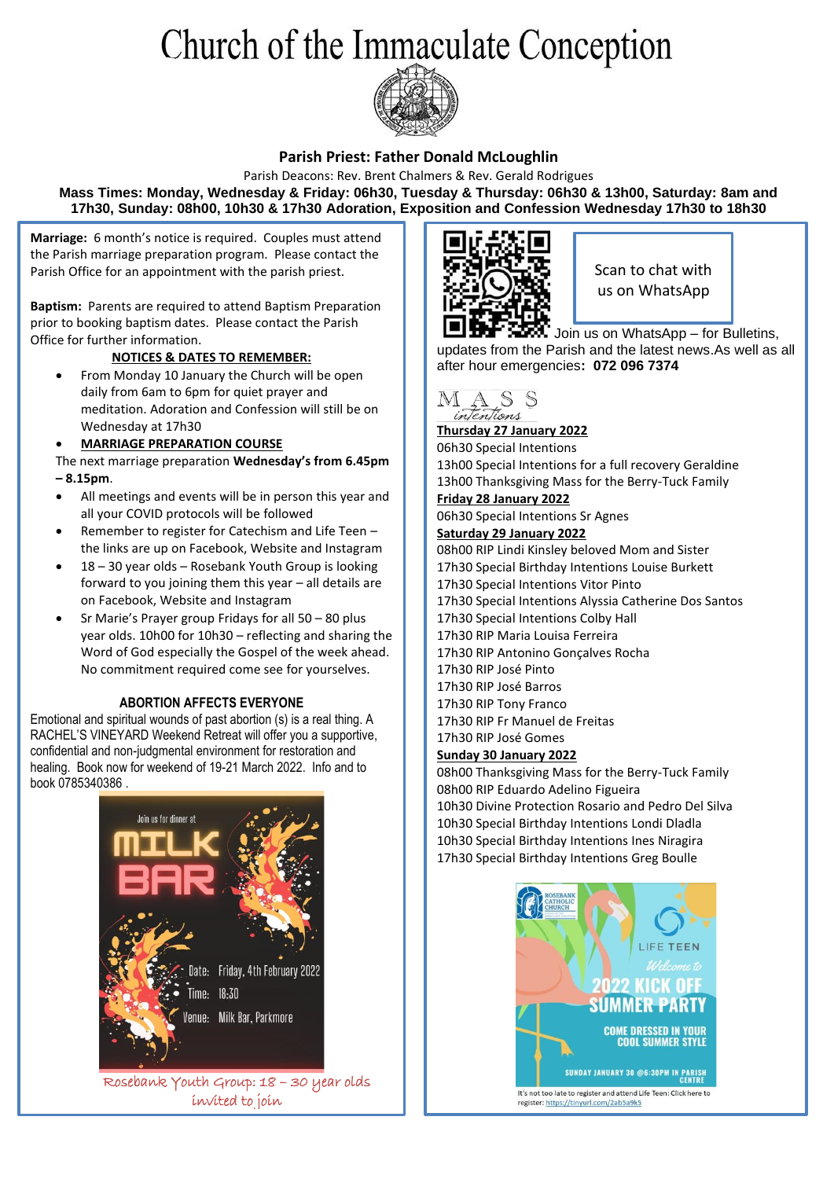# Church of the Immaculate Conception

## Parish Priest: Father Donald McLoughlin

Parish Deacons: Rev. Brent Chalmers & Rev. Gerald Rodrigues

**Mass Times: Monday, Wednesday & Friday: 06h30, Tuesday & Thursday: 06h30 & 13h00, Saturday: 8am and 17h30, Sunday: 08h00, 10h30 & 17h30 Adoration, Exposition and Confession Wednesday 17h30 to 18h30**

**Marriage:** 6 month's notice is required. Couples must attend the Parish marriage preparation program. Please contact the Parish Office for an appointment with the parish priest.

**Baptism:** Parents are required to attend Baptism Preparation prior to booking baptism dates. Please contact the Parish Office for further information.

**NOTICES & DATES TO REMEMBER:**

- From Monday 10 January the Church will be open daily from 6am to 6pm for quiet prayer and meditation. Adoration and Confession will still be on Wednesday at 17h30
- **MARRIAGE PREPARATION COURSE**

The next marriage preparation **Wednesday's from 6.45pm – 8.15pm**.

- All meetings and events will be in person this year and all your COVID protocols will be followed
- Remember to register for Catechism and Life Teen – the links are up on Facebook, Website and Instagram
- 18 – 30 year olds – Rosebank Youth Group is looking forward to you joining them this year – all details are on Facebook, Website and Instagram
- Sr Marie's Prayer group Fridays for all 50 – 80 plus year olds. 10h00 for 10h30 – reflecting and sharing the Word of God especially the Gospel of the week ahead. No commitment required come see for yourselves.

**ABORTION AFFECTS EVERYONE**

Emotional and spiritual wounds of past abortion (s) is a real thing. A RACHEL'S VINEYARD Weekend Retreat will offer you a supportive, confidential and non-judgmental environment for restoration and healing. Book now for weekend of 19-21 March 2022. Info and to book 0785340386 .

Join us for dinner at MILK BAR

Date: Friday, 4th February 2022

Time: 18:30

Venue: Milk Bar, Parkmore

Rosebank Youth Group: 18 – 30 year olds invited to join

Scan to chat with us on WhatsApp

Join us on WhatsApp – for Bulletins, updates from the Parish and the latest news.As well as all after hour emergencies**: 072 096 7374**

MASS *intentions*

**Thursday 27 January 2022**

06h30 Special Intentions
13h00 Special Intentions for a full recovery Geraldine
13h00 Thanksgiving Mass for the Berry-Tuck Family

**Friday 28 January 2022**

06h30 Special Intentions Sr Agnes

**Saturday 29 January 2022**

08h00 RIP Lindi Kinsley beloved Mom and Sister
17h30 Special Birthday Intentions Louise Burkett
17h30 Special Intentions Vitor Pinto
17h30 Special Intentions Alyssia Catherine Dos Santos
17h30 Special Intentions Colby Hall
17h30 RIP Maria Louisa Ferreira
17h30 RIP Antonino Gonçalves Rocha
17h30 RIP José Pinto
17h30 RIP José Barros
17h30 RIP Tony Franco
17h30 RIP Fr Manuel de Freitas
17h30 RIP José Gomes

**Sunday 30 January 2022**

08h00 Thanksgiving Mass for the Berry-Tuck Family
08h00 RIP Eduardo Adelino Figueira
10h30 Divine Protection Rosario and Pedro Del Silva
10h30 Special Birthday Intentions Londi Dladla
10h30 Special Birthday Intentions Ines Niragira
17h30 Special Birthday Intentions Greg Boulle

ROSEBANK CATHOLIC CHURCH

LIFE TEEN

Welcome to 2022 KICK OFF SUMMER PARTY

COME DRESSED IN YOUR COOL SUMMER STYLE

SUNDAY JANUARY 30 @6:30PM IN PARISH CENTRE

It's not too late to register and attend Life Teen: Click here to register: https://tinyurl.com/2ab5a9k5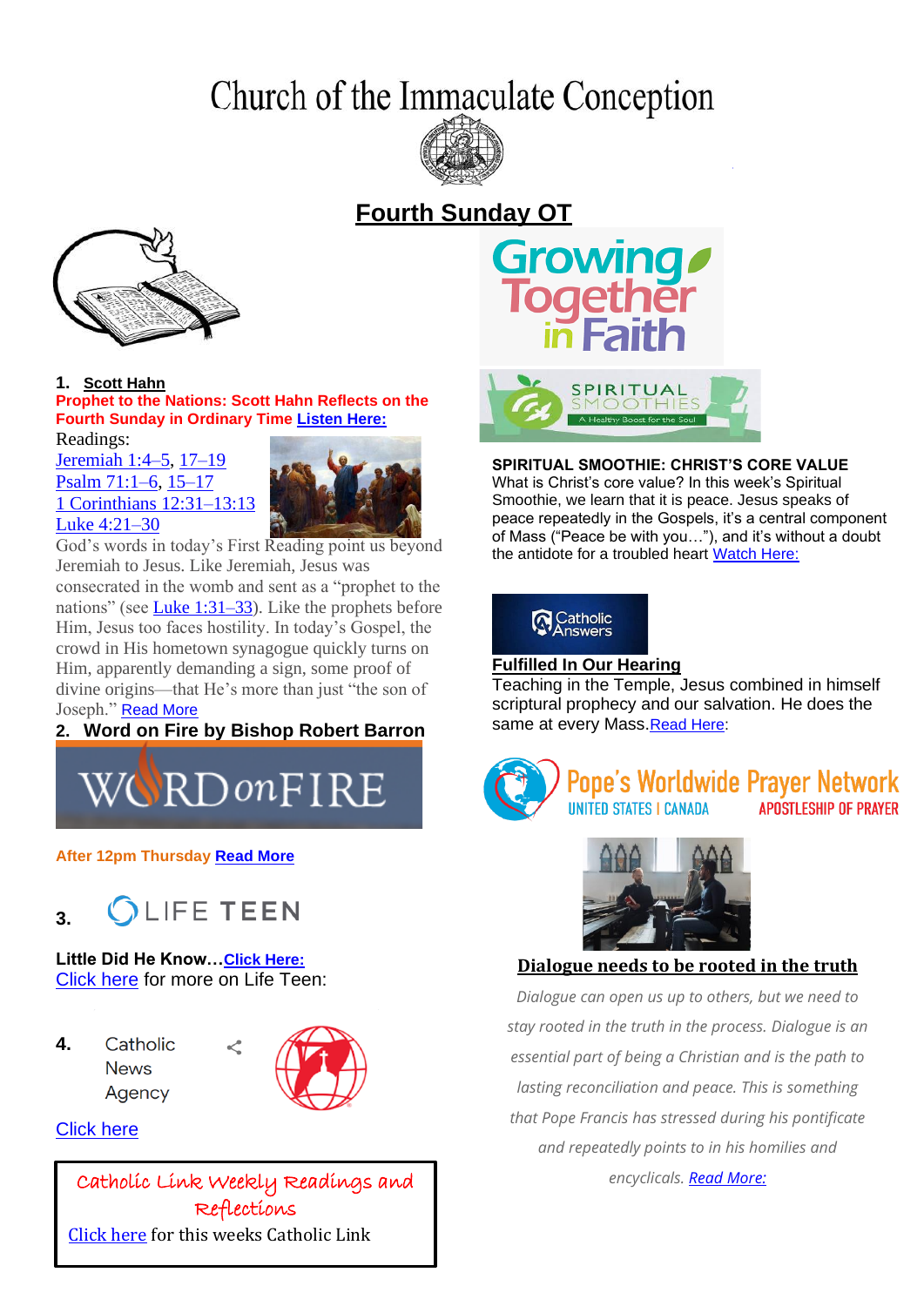# Church of the Immaculate Conception

## Fourth Sunday OT

**1. Scott Hahn**

**Prophet to the Nations: Scott Hahn Reflects on the Fourth Sunday in Ordinary Time Listen Here:**

Readings:
Jeremiah 1:4–5, 17–19
Psalm 71:1–6, 15–17
1 Corinthians 12:31–13:13
Luke 4:21–30

God's words in today's First Reading point us beyond Jeremiah to Jesus. Like Jeremiah, Jesus was consecrated in the womb and sent as a "prophet to the nations" (see Luke 1:31–33). Like the prophets before Him, Jesus too faces hostility. In today's Gospel, the crowd in His hometown synagogue quickly turns on Him, apparently demanding a sign, some proof of divine origins—that He's more than just "the son of Joseph." Read More

**2. Word on Fire by Bishop Robert Barron**

WORD on FIRE

**After 12pm Thursday Read More**

**3.** LIFE TEEN

**Little Did He Know…Click Here:**

Click here for more on Life Teen:

**4.** Catholic News Agency

Click here

Catholic Link Weekly Readings and Reflections

Click here for this weeks Catholic Link

Growing Together in Faith

SPIRITUAL SMOOTHIES
A Healthy Boost for the Soul

**SPIRITUAL SMOOTHIE: CHRIST'S CORE VALUE**

What is Christ's core value? In this week's Spiritual Smoothie, we learn that it is peace. Jesus speaks of peace repeatedly in the Gospels, it's a central component of Mass ("Peace be with you…"), and it's without a doubt the antidote for a troubled heart Watch Here:

Catholic Answers

**Fulfilled In Our Hearing**

Teaching in the Temple, Jesus combined in himself scriptural prophecy and our salvation. He does the same at every Mass. Read Here:

Pope's Worldwide Prayer Network
UNITED STATES | CANADA
APOSTLESHIP OF PRAYER

**Dialogue needs to be rooted in the truth**

*Dialogue can open us up to others, but we need to stay rooted in the truth in the process. Dialogue is an essential part of being a Christian and is the path to lasting reconciliation and peace. This is something that Pope Francis has stressed during his pontificate and repeatedly points to in his homilies and encyclicals. Read More:*